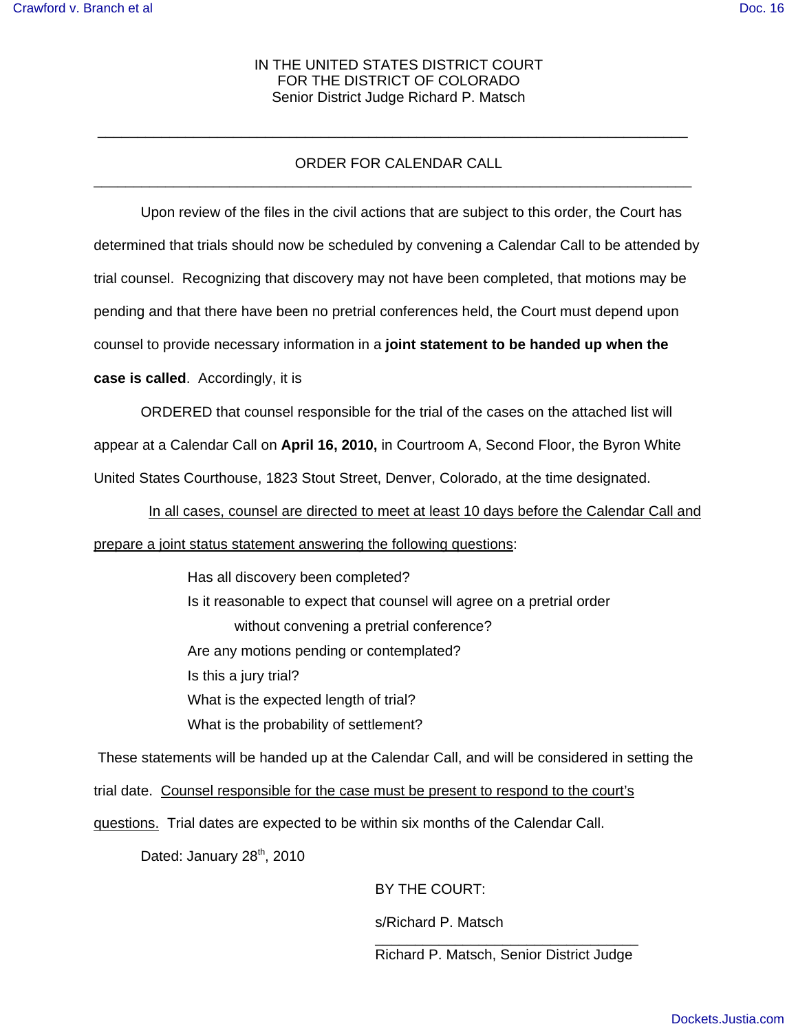IN THE UNITED STATES DISTRICT COURT
FOR THE DISTRICT OF COLORADO
Senior District Judge Richard P. Matsch

---

## ORDER FOR CALENDAR CALL

---

Upon review of the files in the civil actions that are subject to this order, the Court has determined that trials should now be scheduled by convening a Calendar Call to be attended by trial counsel. Recognizing that discovery may not have been completed, that motions may be pending and that there have been no pretrial conferences held, the Court must depend upon counsel to provide necessary information in a **joint statement to be handed up when the case is called**. Accordingly, it is

ORDERED that counsel responsible for the trial of the cases on the attached list will appear at a Calendar Call on **April 16, 2010,** in Courtroom A, Second Floor, the Byron White United States Courthouse, 1823 Stout Street, Denver, Colorado, at the time designated.

<u>In all cases, counsel are directed to meet at least 10 days before the Calendar Call and prepare a joint status statement answering the following questions</u>:

> Has all discovery been completed?
> Is it reasonable to expect that counsel will agree on a pretrial order without convening a pretrial conference?
> Are any motions pending or contemplated?
> Is this a jury trial?
> What is the expected length of trial?
> What is the probability of settlement?

These statements will be handed up at the Calendar Call, and will be considered in setting the trial date. <u>Counsel responsible for the case must be present to respond to the court's questions.</u> Trial dates are expected to be within six months of the Calendar Call.

Dated: January 28th, 2010

BY THE COURT:

s/Richard P. Matsch
\_\_\_\_\_\_\_\_\_\_\_\_\_\_\_\_\_\_\_\_\_\_\_\_\_\_\_\_\_\_\_\_
Richard P. Matsch, Senior District Judge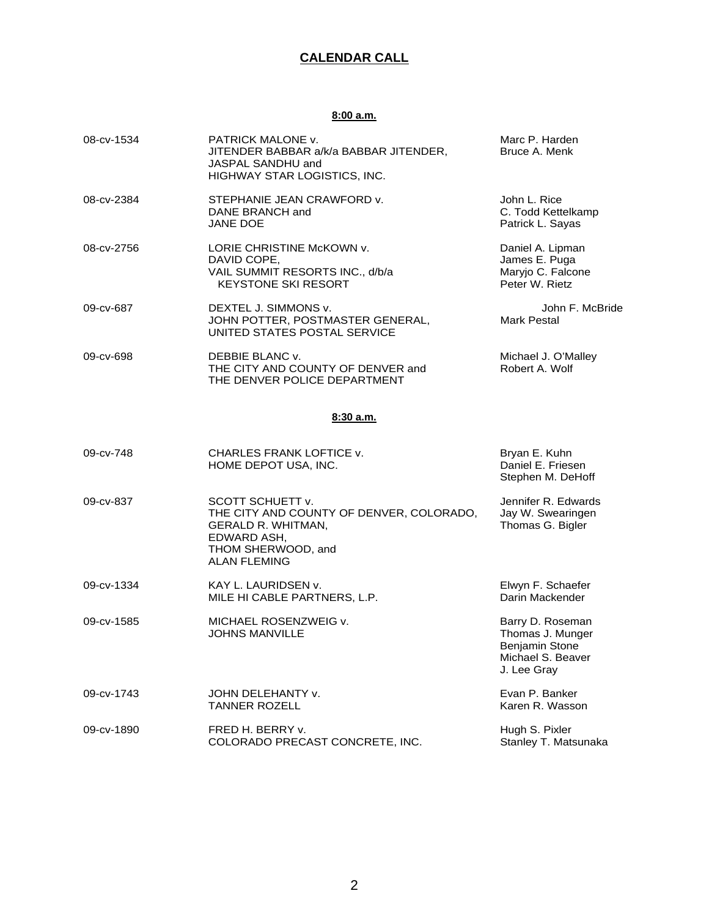# **CALENDAR CALL**

**8:00 a.m.**

| | | |
|---|---|---|
| 08-cv-1534 | PATRICK MALONE v.<br>JITENDER BABBAR a/k/a BABBAR JITENDER,<br>JASPAL SANDHU and<br>HIGHWAY STAR LOGISTICS, INC. | Marc P. Harden<br>Bruce A. Menk |
| 08-cv-2384 | STEPHANIE JEAN CRAWFORD v.<br>DANE BRANCH and<br>JANE DOE | John L. Rice<br>C. Todd Kettelkamp<br>Patrick L. Sayas |
| 08-cv-2756 | LORIE CHRISTINE McKOWN v.<br>DAVID COPE,<br>VAIL SUMMIT RESORTS INC., d/b/a<br>KEYSTONE SKI RESORT | Daniel A. Lipman<br>James E. Puga<br>Maryjo C. Falcone<br>Peter W. Rietz |
| 09-cv-687 | DEXTEL J. SIMMONS v.<br>JOHN POTTER, POSTMASTER GENERAL,<br>UNITED STATES POSTAL SERVICE | John F. McBride<br>Mark Pestal |
| 09-cv-698 | DEBBIE BLANC v.<br>THE CITY AND COUNTY OF DENVER and<br>THE DENVER POLICE DEPARTMENT | Michael J. O'Malley<br>Robert A. Wolf |

**8:30 a.m.**

| | | |
|---|---|---|
| 09-cv-748 | CHARLES FRANK LOFTICE v.<br>HOME DEPOT USA, INC. | Bryan E. Kuhn<br>Daniel E. Friesen<br>Stephen M. DeHoff |
| 09-cv-837 | SCOTT SCHUETT v.<br>THE CITY AND COUNTY OF DENVER, COLORADO,<br>GERALD R. WHITMAN,<br>EDWARD ASH,<br>THOM SHERWOOD, and<br>ALAN FLEMING | Jennifer R. Edwards<br>Jay W. Swearingen<br>Thomas G. Bigler |
| 09-cv-1334 | KAY L. LAURIDSEN v.<br>MILE HI CABLE PARTNERS, L.P. | Elwyn F. Schaefer<br>Darin Mackender |
| 09-cv-1585 | MICHAEL ROSENZWEIG v.<br>JOHNS MANVILLE | Barry D. Roseman<br>Thomas J. Munger<br>Benjamin Stone<br>Michael S. Beaver<br>J. Lee Gray |
| 09-cv-1743 | JOHN DELEHANTY v.<br>TANNER ROZELL | Evan P. Banker<br>Karen R. Wasson |
| 09-cv-1890 | FRED H. BERRY v.<br>COLORADO PRECAST CONCRETE, INC. | Hugh S. Pixler<br>Stanley T. Matsunaka |